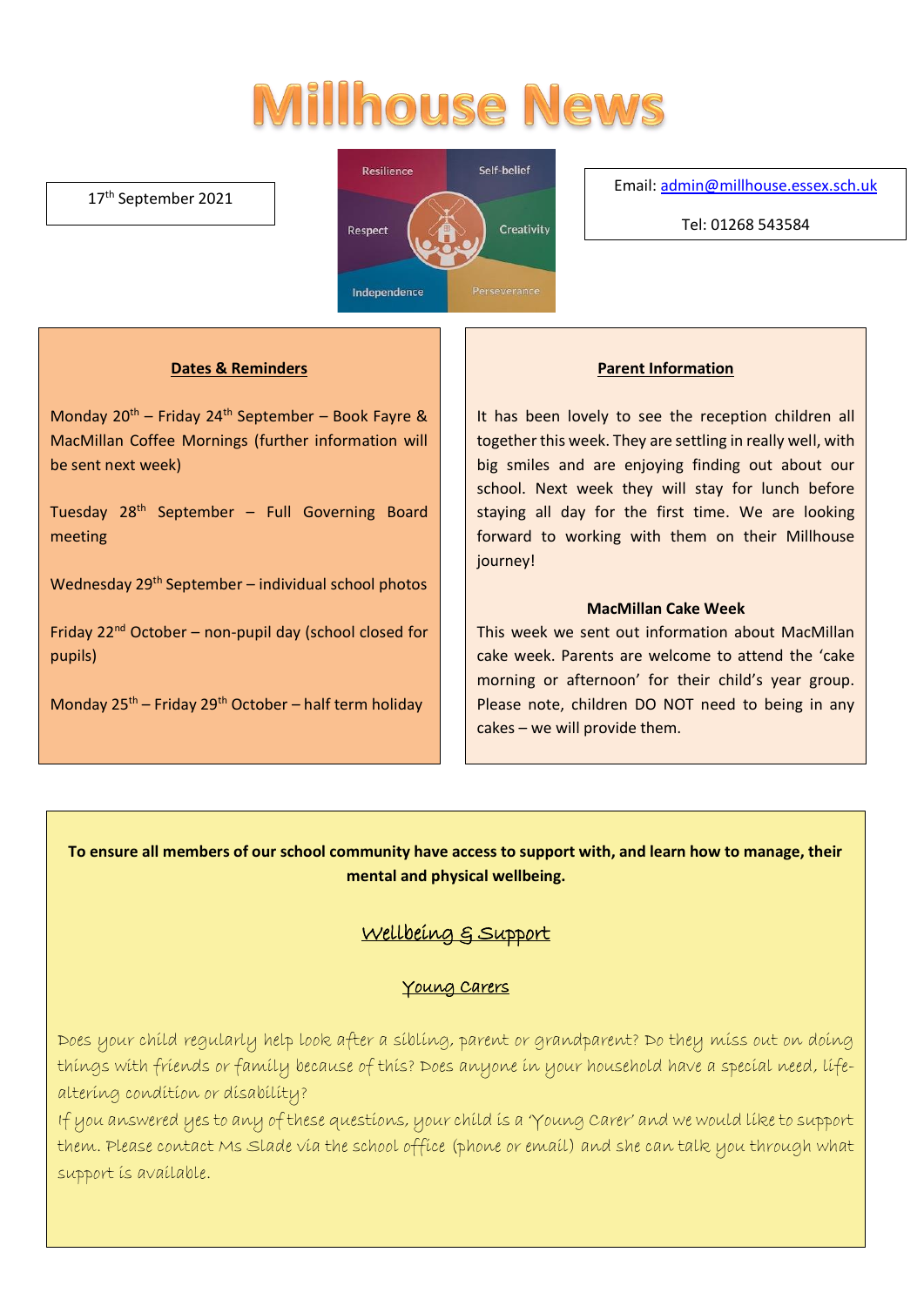# Millhouse News

17th September 2021

Resilience | Self-belief | Respect | Creativity | Independence | Perseverance

Email: admin@millhouse.essex.sch.uk

Tel: 01268 543584

## Dates & Reminders

Monday 20th – Friday 24th September – Book Fayre & MacMillan Coffee Mornings (further information will be sent next week)

Tuesday 28th September – Full Governing Board meeting

Wednesday 29th September – individual school photos

Friday 22nd October – non-pupil day (school closed for pupils)

Monday 25th – Friday 29th October – half term holiday

## Parent Information

It has been lovely to see the reception children all together this week. They are settling in really well, with big smiles and are enjoying finding out about our school. Next week they will stay for lunch before staying all day for the first time. We are looking forward to working with them on their Millhouse journey!

### MacMillan Cake Week

This week we sent out information about MacMillan cake week. Parents are welcome to attend the 'cake morning or afternoon' for their child's year group. Please note, children DO NOT need to being in any cakes – we will provide them.

**To ensure all members of our school community have access to support with, and learn how to manage, their mental and physical wellbeing.**

## Wellbeing & Support

### Young Carers

Does your child regularly help look after a sibling, parent or grandparent? Do they miss out on doing things with friends or family because of this? Does anyone in your household have a special need, life-altering condition or disability?

If you answered yes to any of these questions, your child is a 'Young Carer' and we would like to support them. Please contact Ms Slade via the school office (phone or email) and she can talk you through what support is available.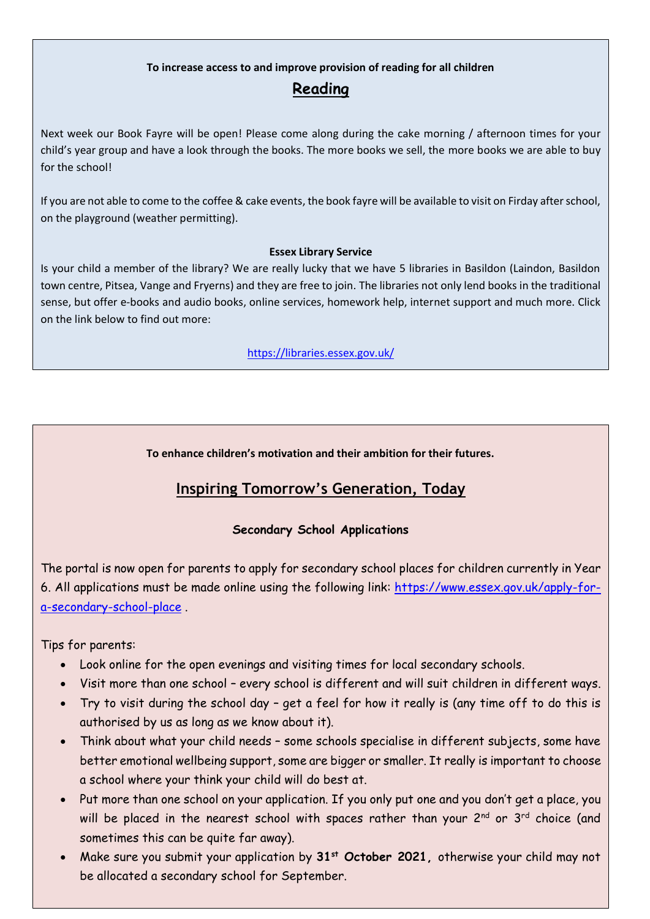**To increase access to and improve provision of reading for all children**

## Reading

Next week our Book Fayre will be open! Please come along during the cake morning / afternoon times for your child's year group and have a look through the books. The more books we sell, the more books we are able to buy for the school!

If you are not able to come to the coffee & cake events, the book fayre will be available to visit on Firday after school, on the playground (weather permitting).

**Essex Library Service**

Is your child a member of the library? We are really lucky that we have 5 libraries in Basildon (Laindon, Basildon town centre, Pitsea, Vange and Fryerns) and they are free to join. The libraries not only lend books in the traditional sense, but offer e-books and audio books, online services, homework help, internet support and much more. Click on the link below to find out more:

https://libraries.essex.gov.uk/

**To enhance children's motivation and their ambition for their futures.**

## Inspiring Tomorrow's Generation, Today

**Secondary School Applications**

The portal is now open for parents to apply for secondary school places for children currently in Year 6. All applications must be made online using the following link: https://www.essex.gov.uk/apply-for-a-secondary-school-place .

Tips for parents:

- Look online for the open evenings and visiting times for local secondary schools.
- Visit more than one school – every school is different and will suit children in different ways.
- Try to visit during the school day – get a feel for how it really is (any time off to do this is authorised by us as long as we know about it).
- Think about what your child needs – some schools specialise in different subjects, some have better emotional wellbeing support, some are bigger or smaller. It really is important to choose a school where your think your child will do best at.
- Put more than one school on your application. If you only put one and you don't get a place, you will be placed in the nearest school with spaces rather than your 2nd or 3rd choice (and sometimes this can be quite far away).
- Make sure you submit your application by **31st October 2021,** otherwise your child may not be allocated a secondary school for September.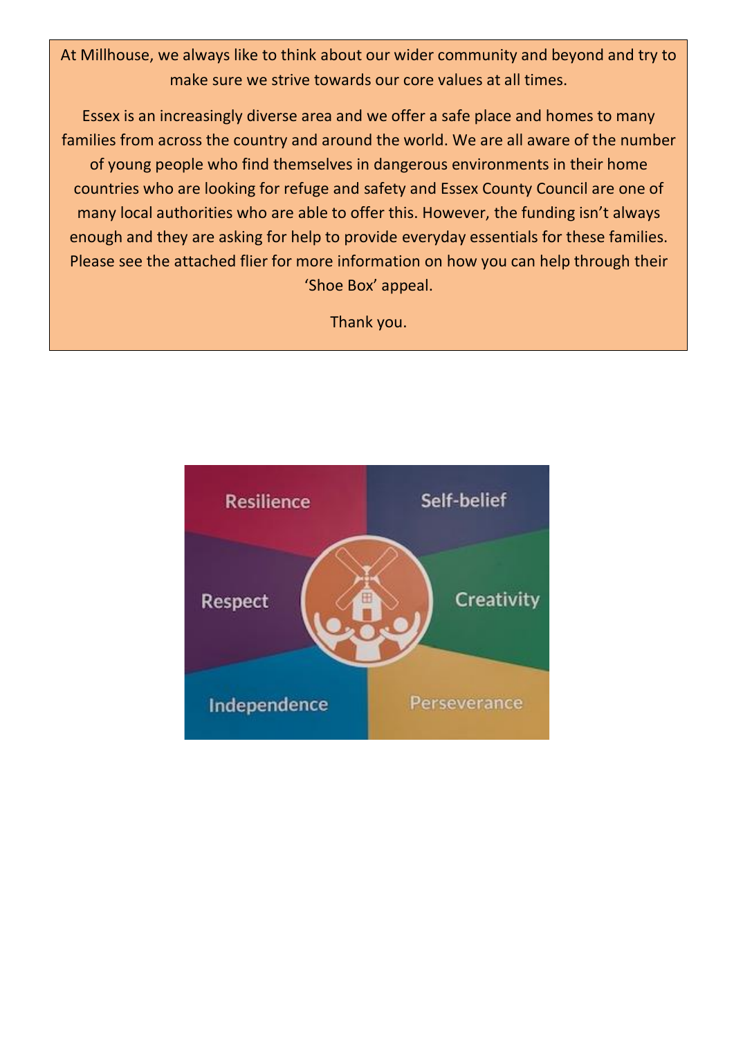At Millhouse, we always like to think about our wider community and beyond and try to make sure we strive towards our core values at all times.

Essex is an increasingly diverse area and we offer a safe place and homes to many families from across the country and around the world. We are all aware of the number of young people who find themselves in dangerous environments in their home countries who are looking for refuge and safety and Essex County Council are one of many local authorities who are able to offer this. However, the funding isn't always enough and they are asking for help to provide everyday essentials for these families. Please see the attached flier for more information on how you can help through their 'Shoe Box' appeal.

Thank you.

Resilience

Self-belief

Respect

Creativity

Independence

Perseverance